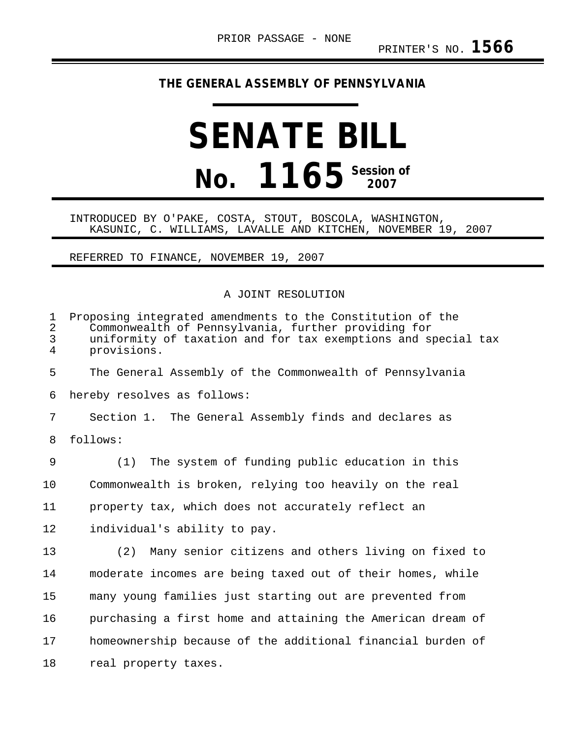PRIOR PASSAGE - NONE

PRINTER'S NO. **1566**

**THE GENERAL ASSEMBLY OF PENNSYLVANIA**

# SENATE BILL

# No. 1165 Session of 2007

INTRODUCED BY O'PAKE, COSTA, STOUT, BOSCOLA, WASHINGTON, KASUNIC, C. WILLIAMS, LAVALLE AND KITCHEN, NOVEMBER 19, 2007

REFERRED TO FINANCE, NOVEMBER 19, 2007

A JOINT RESOLUTION

Proposing integrated amendments to the Constitution of the Commonwealth of Pennsylvania, further providing for uniformity of taxation and for tax exemptions and special tax provisions.

The General Assembly of the Commonwealth of Pennsylvania hereby resolves as follows:

Section 1. The General Assembly finds and declares as follows:

(1) The system of funding public education in this Commonwealth is broken, relying too heavily on the real property tax, which does not accurately reflect an individual's ability to pay.

(2) Many senior citizens and others living on fixed to moderate incomes are being taxed out of their homes, while many young families just starting out are prevented from purchasing a first home and attaining the American dream of homeownership because of the additional financial burden of real property taxes.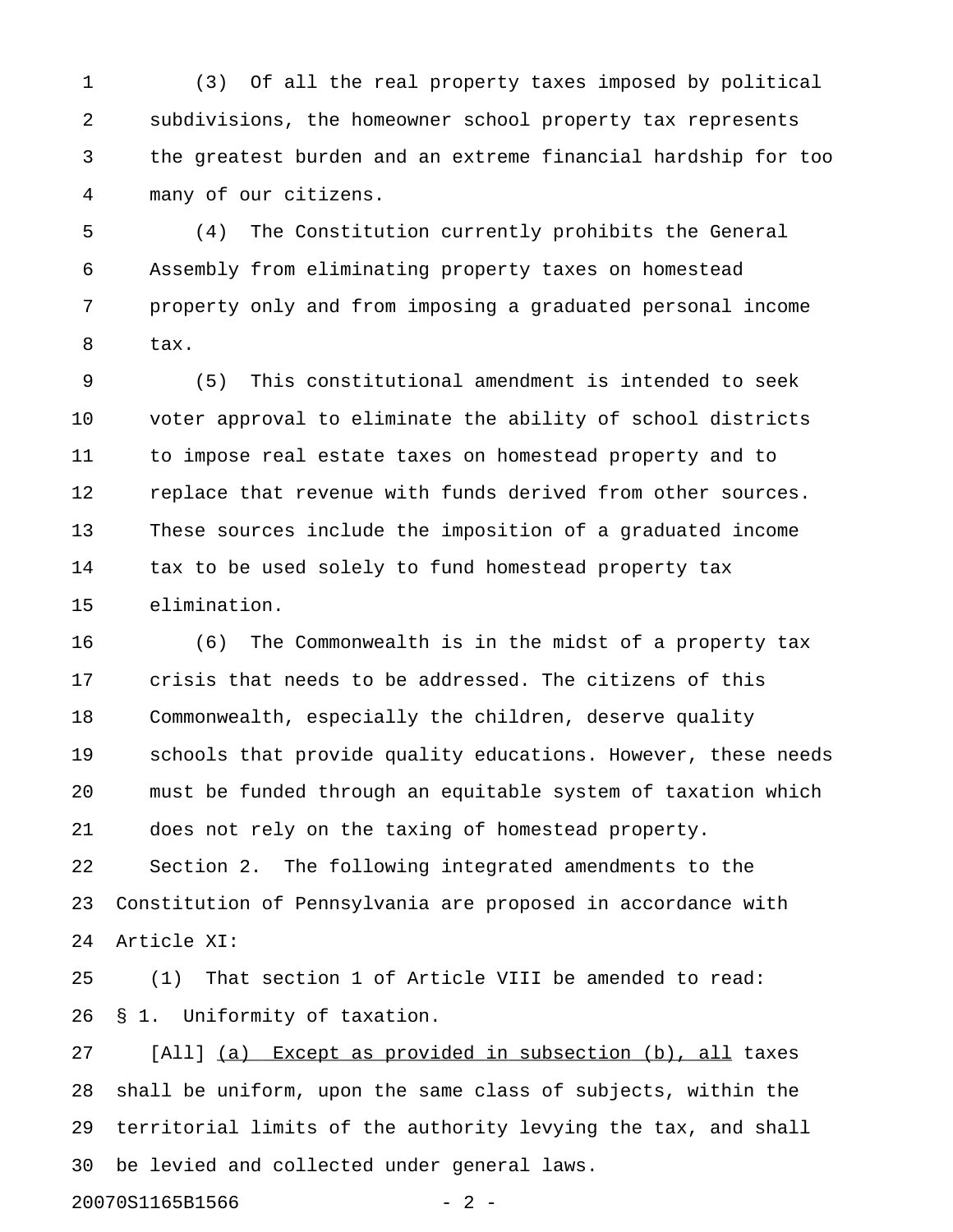(3) Of all the real property taxes imposed by political subdivisions, the homeowner school property tax represents the greatest burden and an extreme financial hardship for too many of our citizens.

(4) The Constitution currently prohibits the General Assembly from eliminating property taxes on homestead property only and from imposing a graduated personal income tax.

(5) This constitutional amendment is intended to seek voter approval to eliminate the ability of school districts to impose real estate taxes on homestead property and to replace that revenue with funds derived from other sources. These sources include the imposition of a graduated income tax to be used solely to fund homestead property tax elimination.

(6) The Commonwealth is in the midst of a property tax crisis that needs to be addressed. The citizens of this Commonwealth, especially the children, deserve quality schools that provide quality educations. However, these needs must be funded through an equitable system of taxation which does not rely on the taxing of homestead property.

Section 2. The following integrated amendments to the Constitution of Pennsylvania are proposed in accordance with Article XI:

(1) That section 1 of Article VIII be amended to read:

§ 1. Uniformity of taxation.

[All] <u>(a) Except as provided in subsection (b), all</u> taxes shall be uniform, upon the same class of subjects, within the territorial limits of the authority levying the tax, and shall be levied and collected under general laws.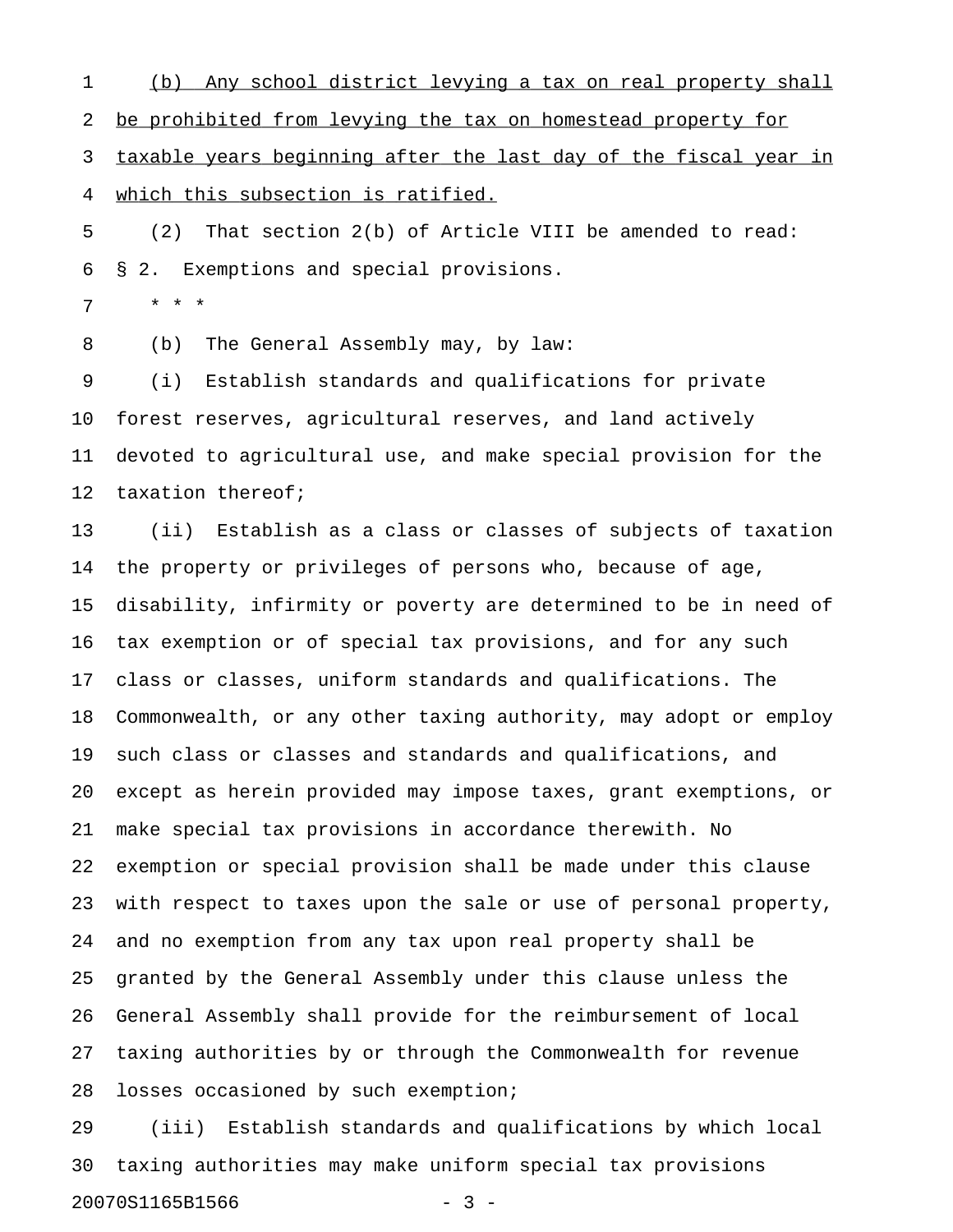(b) Any school district levying a tax on real property shall be prohibited from levying the tax on homestead property for taxable years beginning after the last day of the fiscal year in which this subsection is ratified.

(2) That section 2(b) of Article VIII be amended to read:

§ 2. Exemptions and special provisions.

* * *

(b) The General Assembly may, by law:

(i) Establish standards and qualifications for private forest reserves, agricultural reserves, and land actively devoted to agricultural use, and make special provision for the taxation thereof;

(ii) Establish as a class or classes of subjects of taxation the property or privileges of persons who, because of age, disability, infirmity or poverty are determined to be in need of tax exemption or of special tax provisions, and for any such class or classes, uniform standards and qualifications. The Commonwealth, or any other taxing authority, may adopt or employ such class or classes and standards and qualifications, and except as herein provided may impose taxes, grant exemptions, or make special tax provisions in accordance therewith. No exemption or special provision shall be made under this clause with respect to taxes upon the sale or use of personal property, and no exemption from any tax upon real property shall be granted by the General Assembly under this clause unless the General Assembly shall provide for the reimbursement of local taxing authorities by or through the Commonwealth for revenue losses occasioned by such exemption;

(iii) Establish standards and qualifications by which local taxing authorities may make uniform special tax provisions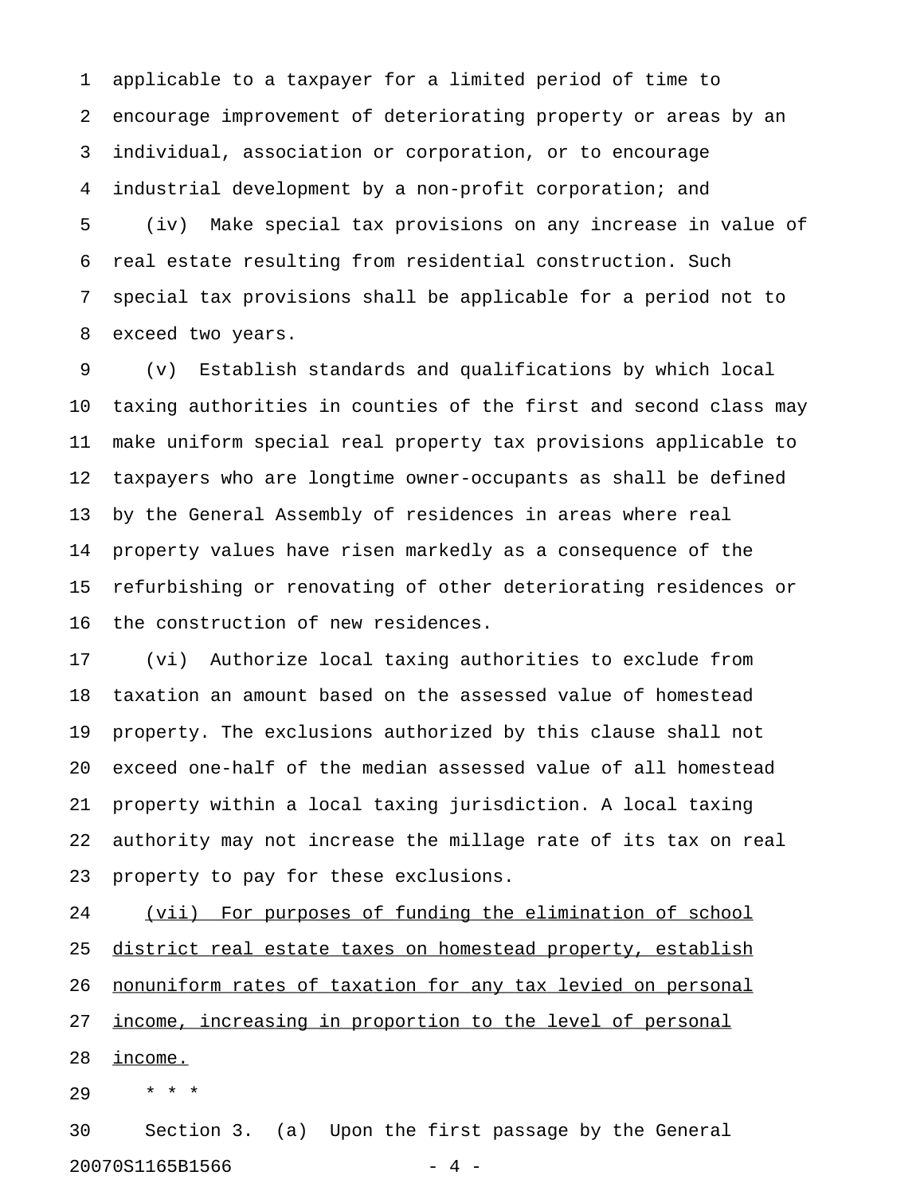applicable to a taxpayer for a limited period of time to encourage improvement of deteriorating property or areas by an individual, association or corporation, or to encourage industrial development by a non-profit corporation; and

(iv) Make special tax provisions on any increase in value of real estate resulting from residential construction. Such special tax provisions shall be applicable for a period not to exceed two years.

(v) Establish standards and qualifications by which local taxing authorities in counties of the first and second class may make uniform special real property tax provisions applicable to taxpayers who are longtime owner-occupants as shall be defined by the General Assembly of residences in areas where real property values have risen markedly as a consequence of the refurbishing or renovating of other deteriorating residences or the construction of new residences.

(vi) Authorize local taxing authorities to exclude from taxation an amount based on the assessed value of homestead property. The exclusions authorized by this clause shall not exceed one-half of the median assessed value of all homestead property within a local taxing jurisdiction. A local taxing authority may not increase the millage rate of its tax on real property to pay for these exclusions.

<u>(vii) For purposes of funding the elimination of school district real estate taxes on homestead property, establish nonuniform rates of taxation for any tax levied on personal income, increasing in proportion to the level of personal income.</u>

* * *

Section 3. (a) Upon the first passage by the General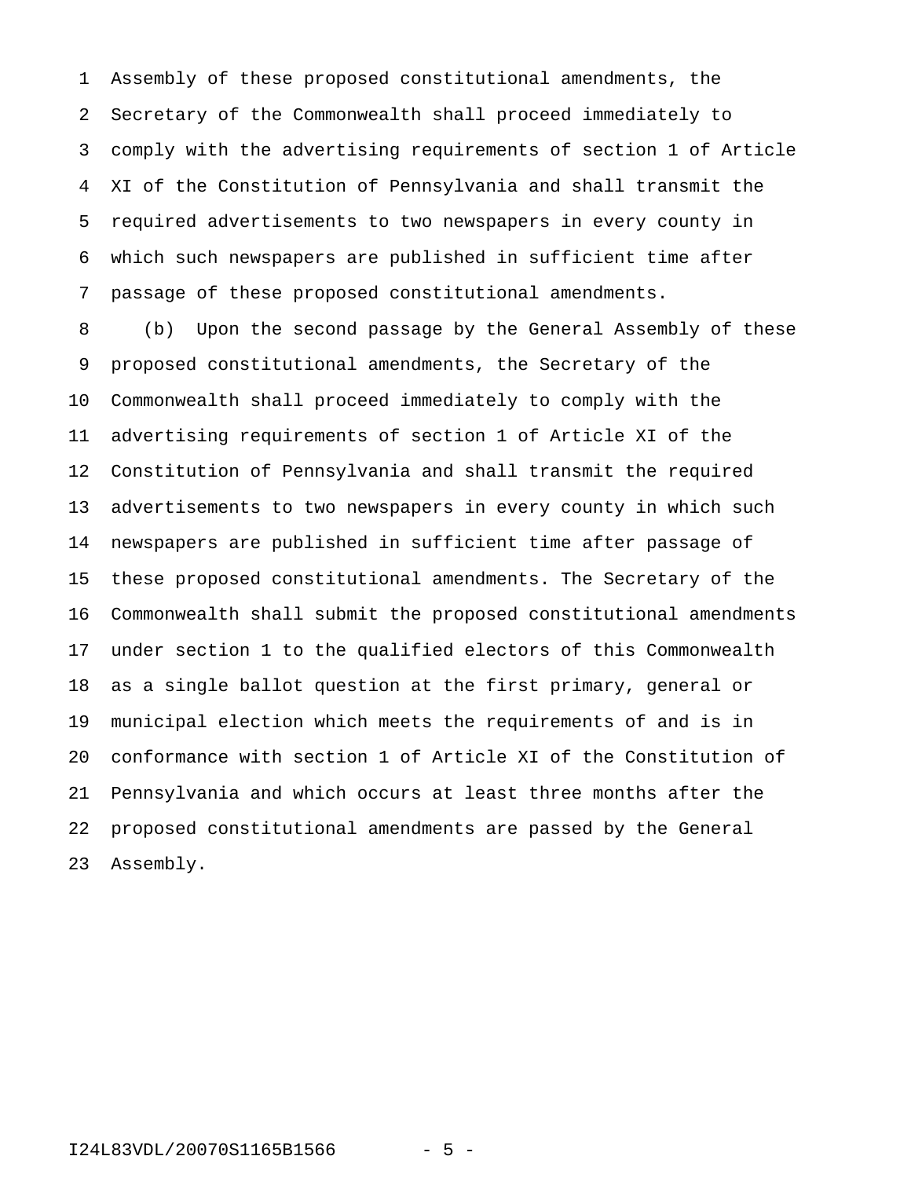Assembly of these proposed constitutional amendments, the Secretary of the Commonwealth shall proceed immediately to comply with the advertising requirements of section 1 of Article XI of the Constitution of Pennsylvania and shall transmit the required advertisements to two newspapers in every county in which such newspapers are published in sufficient time after passage of these proposed constitutional amendments.

(b) Upon the second passage by the General Assembly of these proposed constitutional amendments, the Secretary of the Commonwealth shall proceed immediately to comply with the advertising requirements of section 1 of Article XI of the Constitution of Pennsylvania and shall transmit the required advertisements to two newspapers in every county in which such newspapers are published in sufficient time after passage of these proposed constitutional amendments. The Secretary of the Commonwealth shall submit the proposed constitutional amendments under section 1 to the qualified electors of this Commonwealth as a single ballot question at the first primary, general or municipal election which meets the requirements of and is in conformance with section 1 of Article XI of the Constitution of Pennsylvania and which occurs at least three months after the proposed constitutional amendments are passed by the General Assembly.